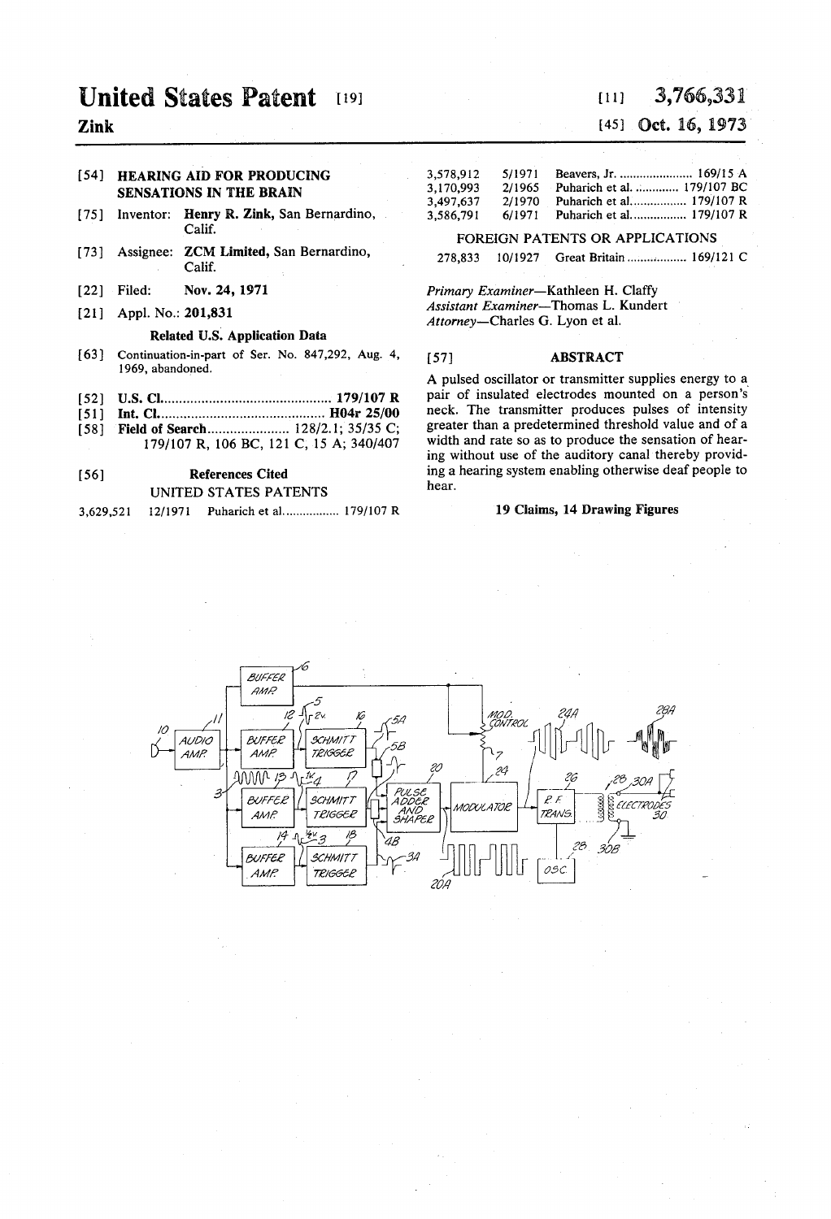# United States Patent [19]

**Zink**

[11] **3,766,331**

[45] **Oct. 16, 1973**

[54] **HEARING AID FOR PRODUCING SENSATIONS IN THE BRAIN**

[75] Inventor: **Henry R. Zink**, San Bernardino, Calif.

[73] Assignee: **ZCM Limited**, San Bernardino, Calif.

[22] Filed: **Nov. 24, 1971**

[21] Appl. No.: **201,831**

**Related U.S. Application Data**

[63] Continuation-in-part of Ser. No. 847,292, Aug. 4, 1969, abandoned.

[52] **U.S. Cl.** .............................................. **179/107 R**

[51] **Int. Cl.** .............................................. **H04r 25/00**

[58] **Field of Search** ...................... 128/2.1; 35/35 C; 179/107 R, 106 BC, 121 C, 15 A; 340/407

[56] **References Cited**

UNITED STATES PATENTS

| | | | |
|---|---|---|---|
| 3,629,521 | 12/1971 | Puharich et al. | 179/107 R |
| 3,578,912 | 5/1971 | Beavers, Jr. | 169/15 A |
| 3,170,993 | 2/1965 | Puharich et al. | 179/107 BC |
| 3,497,637 | 2/1970 | Puharich et al. | 179/107 R |
| 3,586,791 | 6/1971 | Puharich et al. | 179/107 R |

FOREIGN PATENTS OR APPLICATIONS

| | | | |
|---|---|---|---|
| 278,833 | 10/1927 | Great Britain | 169/121 C |

*Primary Examiner*—Kathleen H. Claffy
*Assistant Examiner*—Thomas L. Kundert
*Attorney*—Charles G. Lyon et al.

[57] **ABSTRACT**

A pulsed oscillator or transmitter supplies energy to a pair of insulated electrodes mounted on a person's neck. The transmitter produces pulses of intensity greater than a predetermined threshold value and of a width and rate so as to produce the sensation of hearing without use of the auditory canal thereby providing a hearing system enabling otherwise deaf people to hear.

**19 Claims, 14 Drawing Figures**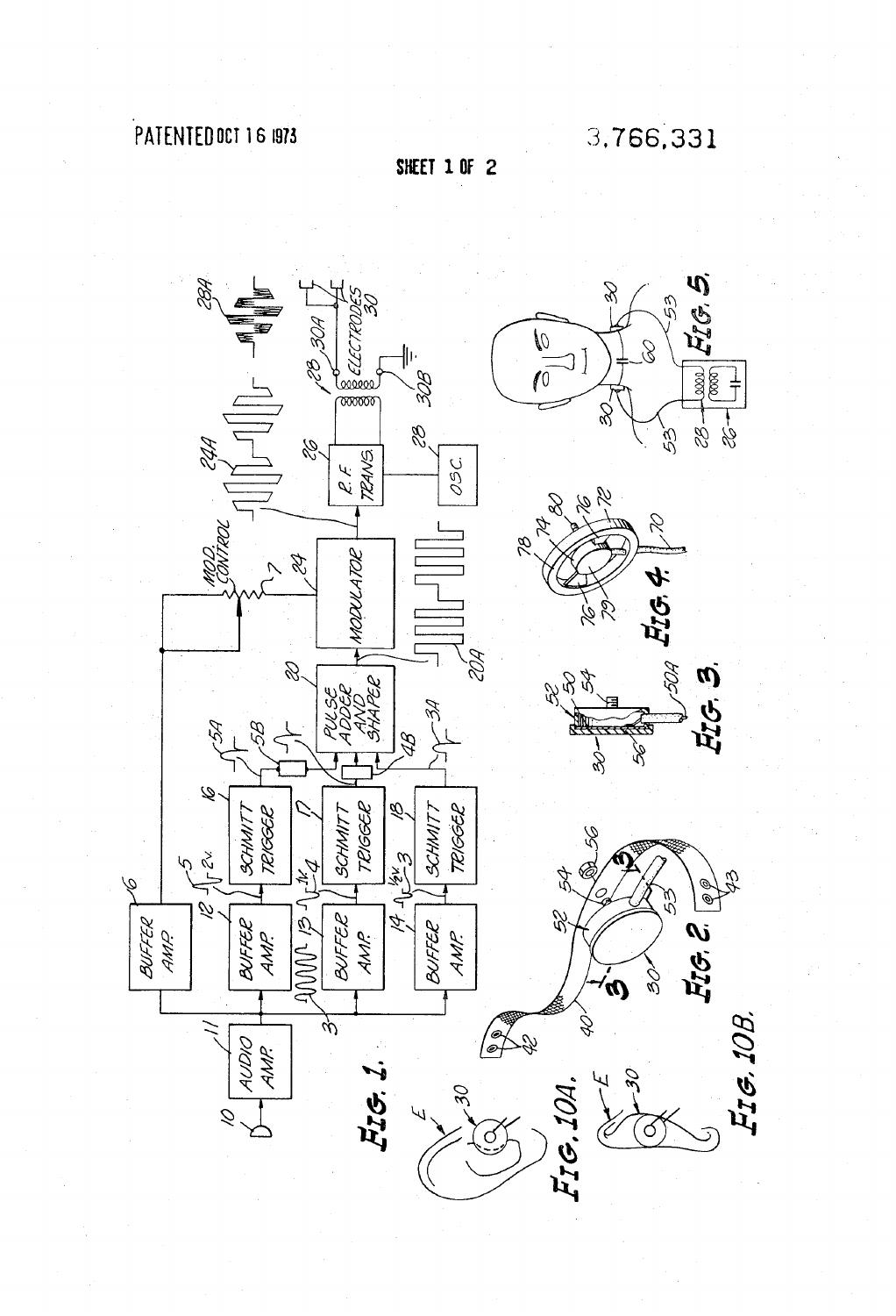PATENTED OCT 16 1973

3,766,331

SHEET 1 OF 2

FIG. 1.

FIG. 2.

FIG. 3.

FIG. 4.

FIG. 5.

FIG. 10A.

FIG. 10B.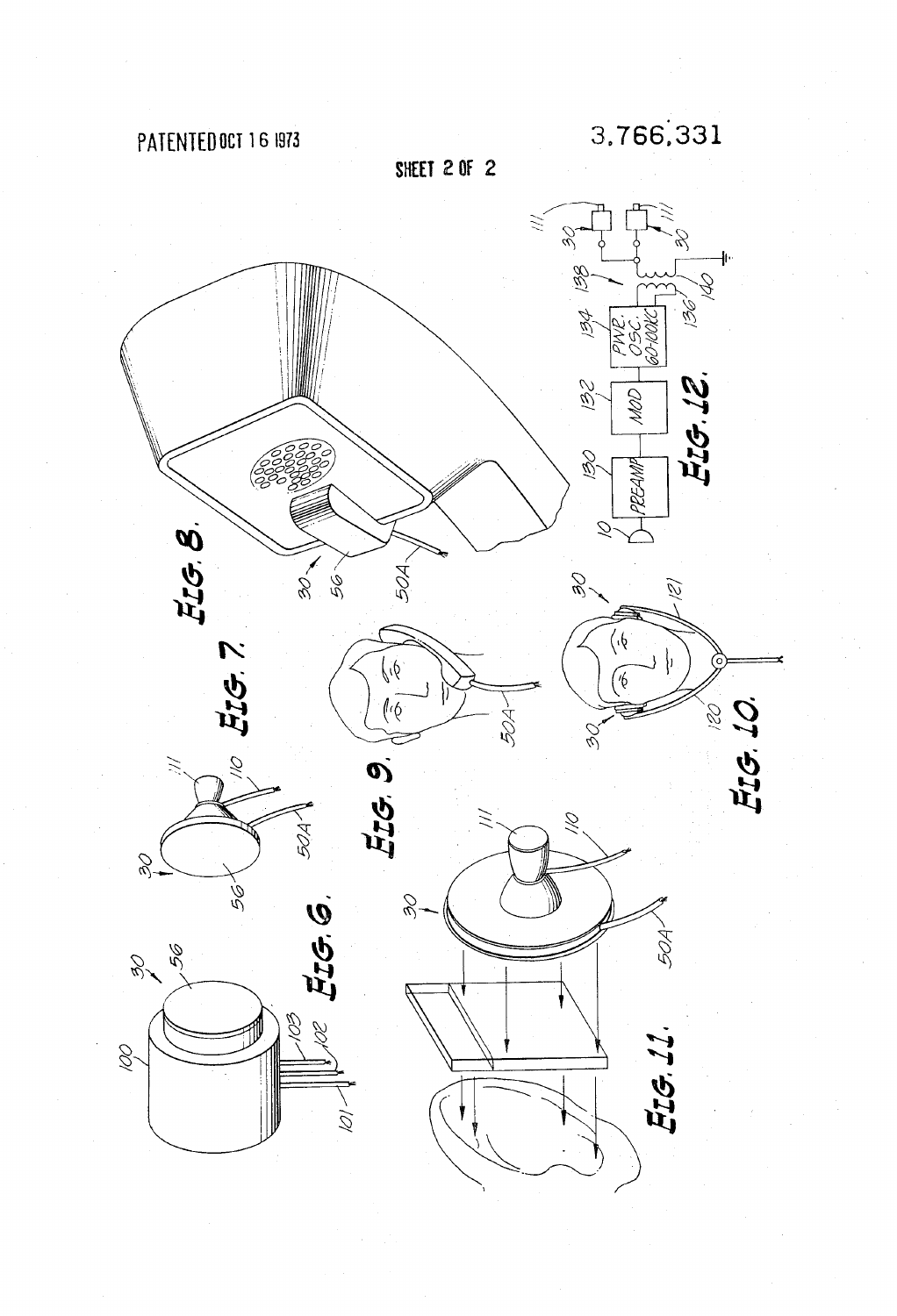PATENTED OCT 16 1973

3,766,331

SHEET 2 OF 2

FIG. 6.

FIG. 7.

FIG. 8.

FIG. 9.

FIG. 10.

FIG. 11.

FIG. 12.

PREAMP

MOD

PWR. OSC. 60-100KC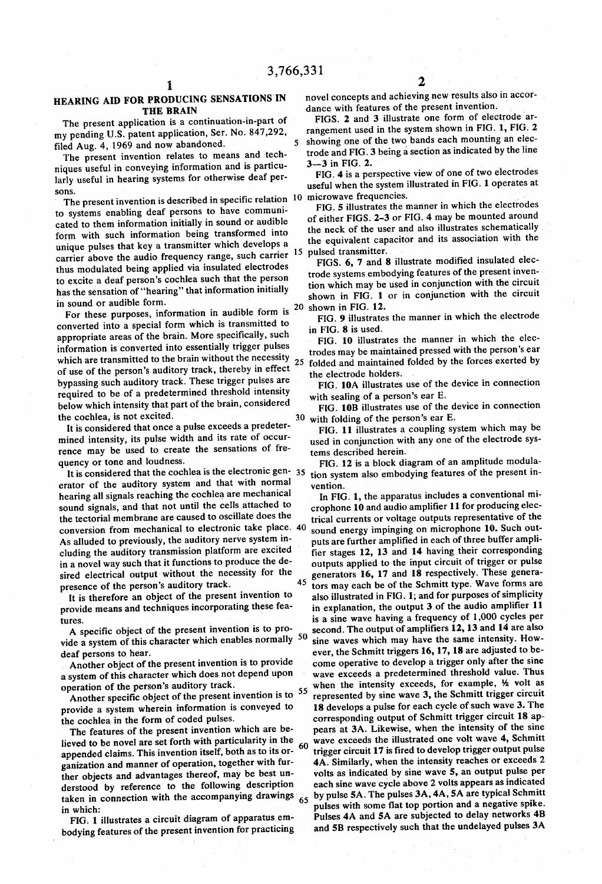# HEARING AID FOR PRODUCING SENSATIONS IN THE BRAIN

The present application is a continuation-in-part of my pending U.S. patent application, Ser. No. 847,292, filed Aug. 4, 1969 and now abandoned.

The present invention relates to means and techniques useful in conveying information and is particularly useful in hearing systems for otherwise deaf persons.

The present invention is described in specific relation to systems enabling deaf persons to have communicated to them information initially in sound or audible form with such information being transformed into unique pulses that key a transmitter which develops a carrier above the audio frequency range, such carrier thus modulated being applied via insulated electrodes to excite a deaf person's cochlea such that the person has the sensation of "hearing" that information initially in sound or audible form.

For these purposes, information in audible form is converted into a special form which is transmitted to appropriate areas of the brain. More specifically, such information is converted into essentially trigger pulses which are transmitted to the brain without the necessity of use of the person's auditory track, thereby in effect bypassing such auditory track. These trigger pulses are required to be of a predetermined threshold intensity below which intensity that part of the brain, considered the cochlea, is not excited.

It is considered that once a pulse exceeds a predetermined intensity, its pulse width and its rate of occurrence may be used to create the sensations of frequency or tone and loudness.

It is considered that the cochlea is the electronic generator of the auditory system and that with normal hearing all signals reaching the cochlea are mechanical sound signals, and that not until the cells attached to the tectorial membrane are caused to oscillate does the conversion from mechanical to electronic take place. As alluded to previously, the auditory nerve system including the auditory transmission platform are excited in a novel way such that it functions to produce the desired electrical output without the necessity for the presence of the person's auditory track.

It is therefore an object of the present invention to provide means and techniques incorporating these features.

A specific object of the present invention is to provide a system of this character which enables normally deaf persons to hear.

Another object of the present invention is to provide a system of this character which does not depend upon operation of the person's auditory track.

Another specific object of the present invention is to provide a system wherein information is conveyed to the cochlea in the form of coded pulses.

The features of the present invention which are believed to be novel are set forth with particularity in the appended claims. This invention itself, both as to its organization and manner of operation, together with further objects and advantages thereof, may be best understood by reference to the following description taken in connection with the accompanying drawings in which:

FIG. 1 illustrates a circuit diagram of apparatus embodying features of the present invention for practicing novel concepts and achieving new results also in accordance with features of the present invention.

FIGS. 2 and 3 illustrate one form of electrode arrangement used in the system shown in FIG. 1, FIG. 2 showing one of the two bands each mounting an electrode and FIG. 3 being a section as indicated by the line 3—3 in FIG. 2.

FIG. 4 is a perspective view of one of two electrodes useful when the system illustrated in FIG. 1 operates at microwave frequencies.

FIG. 5 illustrates the manner in which the electrodes of either FIGS. 2–3 or FIG. 4 may be mounted around the neck of the user and also illustrates schematically the equivalent capacitor and its association with the pulsed transmitter.

FIGS. 6, 7 and 8 illustrate modified insulated electrode systems embodying features of the present invention which may be used in conjunction with the circuit shown in FIG. 1 or in conjunction with the circuit shown in FIG. 12.

FIG. 9 illustrates the manner in which the electrode in FIG. 8 is used.

FIG. 10 illustrates the manner in which the electrodes may be maintained pressed with the person's ear folded and maintained folded by the forces exerted by the electrode holders.

FIG. 10A illustrates use of the device in connection with sealing of a person's ear E.

FIG. 10B illustrates use of the device in connection with folding of the person's ear E.

FIG. 11 illustrates a coupling system which may be used in conjunction with any one of the electrode systems described herein.

FIG. 12 is a block diagram of an amplitude modulation system also embodying features of the present invention.

In FIG. 1, the apparatus includes a conventional microphone 10 and audio amplifier 11 for producing electrical currents or voltage outputs representative of the sound energy impinging on microphone 10. Such outputs are further amplified in each of three buffer amplifier stages 12, 13 and 14 having their corresponding outputs applied to the input circuit of trigger or pulse generators 16, 17 and 18 respectively. These generators may each be of the Schmitt type. Wave forms are also illustrated in FIG. 1; and for purposes of simplicity in explanation, the output 3 of the audio amplifier 11 is a sine wave having a frequency of 1,000 cycles per second. The output of amplifiers 12, 13 and 14 are also sine waves which may have the same intensity. However, the Schmitt triggers 16, 17, 18 are adjusted to become operative to develop a trigger only after the sine wave exceeds a predetermined threshold value. Thus when the intensity exceeds, for example, ½ volt as represented by sine wave 3, the Schmitt trigger circuit 18 develops a pulse for each cycle of such wave 3. The corresponding output of Schmitt trigger circuit 18 appears at 3A. Likewise, when the intensity of the sine wave exceeds the illustrated one volt wave 4, Schmitt trigger circuit 17 is fired to develop trigger output pulse 4A. Similarly, when the intensity reaches or exceeds 2 volts as indicated by sine wave 5, an output pulse per each sine wave cycle above 2 volts appears as indicated by pulse 5A. The pulses 3A, 4A, 5A are typical Schmitt pulses with some flat top portion and a negative spike. Pulses 4A and 5A are subjected to delay networks 4B and 5B respectively such that the undelayed pulses 3A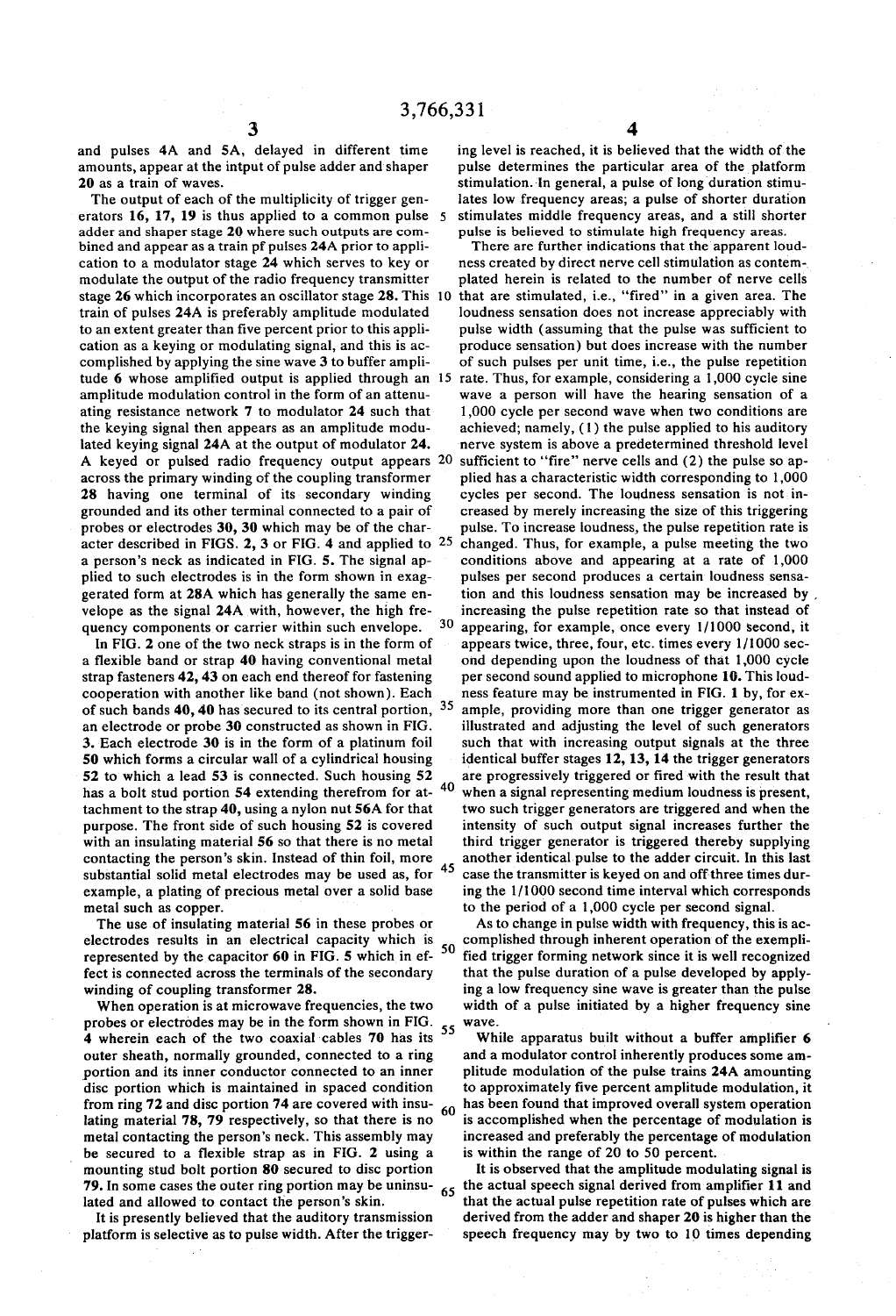and pulses 4A and 5A, delayed in different time amounts, appear at the intput of pulse adder and shaper 20 as a train of waves.

The output of each of the multiplicity of trigger generators 16, 17, 19 is thus applied to a common pulse adder and shaper stage 20 where such outputs are combined and appear as a train pf pulses 24A prior to application to a modulator stage 24 which serves to key or modulate the output of the radio frequency transmitter stage 26 which incorporates an oscillator stage 28. This train of pulses 24A is preferably amplitude modulated to an extent greater than five percent prior to this application as a keying or modulating signal, and this is accomplished by applying the sine wave 3 to buffer amplitude 6 whose amplified output is applied through an amplitude modulation control in the form of an attenuating resistance network 7 to modulator 24 such that the keying signal then appears as an amplitude modulated keying signal 24A at the output of modulator 24. A keyed or pulsed radio frequency output appears across the primary winding of the coupling transformer 28 having one terminal of its secondary winding grounded and its other terminal connected to a pair of probes or electrodes 30, 30 which may be of the character described in FIGS. 2, 3 or FIG. 4 and applied to a person's neck as indicated in FIG. 5. The signal applied to such electrodes is in the form shown in exaggerated form at 28A which has generally the same envelope as the signal 24A with, however, the high frequency components or carrier within such envelope.

In FIG. 2 one of the two neck straps is in the form of a flexible band or strap 40 having conventional metal strap fasteners 42, 43 on each end thereof for fastening cooperation with another like band (not shown). Each of such bands 40, 40 has secured to its central portion, an electrode or probe 30 constructed as shown in FIG. 3. Each electrode 30 is in the form of a platinum foil 50 which forms a circular wall of a cylindrical housing 52 to which a lead 53 is connected. Such housing 52 has a bolt stud portion 54 extending therefrom for attachment to the strap 40, using a nylon nut 56A for that purpose. The front side of such housing 52 is covered with an insulating material 56 so that there is no metal contacting the person's skin. Instead of thin foil, more substantial solid metal electrodes may be used as, for example, a plating of precious metal over a solid base metal such as copper.

The use of insulating material 56 in these probes or electrodes results in an electrical capacity which is represented by the capacitor 60 in FIG. 5 which in effect is connected across the terminals of the secondary winding of coupling transformer 28.

When operation is at microwave frequencies, the two probes or electrodes may be in the form shown in FIG. 4 wherein each of the two coaxial cables 70 has its outer sheath, normally grounded, connected to a ring portion and its inner conductor connected to an inner disc portion which is maintained in spaced condition from ring 72 and disc portion 74 are covered with insulating material 78, 79 respectively, so that there is no metal contacting the person's neck. This assembly may be secured to a flexible strap as in FIG. 2 using a mounting stud bolt portion 80 secured to disc portion 79. In some cases the outer ring portion may be uninsulated and allowed to contact the person's skin.

It is presently believed that the auditory transmission platform is selective as to pulse width. After the triggering level is reached, it is believed that the width of the pulse determines the particular area of the platform stimulation. In general, a pulse of long duration stimulates low frequency areas; a pulse of shorter duration stimulates middle frequency areas, and a still shorter pulse is believed to stimulate high frequency areas.

There are further indications that the apparent loudness created by direct nerve cell stimulation as contemplated herein is related to the number of nerve cells that are stimulated, i.e., "fired" in a given area. The loudness sensation does not increase appreciably with pulse width (assuming that the pulse was sufficient to produce sensation) but does increase with the number of such pulses per unit time, i.e., the pulse repetition rate. Thus, for example, considering a 1,000 cycle sine wave a person will have the hearing sensation of a 1,000 cycle per second wave when two conditions are achieved; namely, (1) the pulse applied to his auditory nerve system is above a predetermined threshold level sufficient to "fire" nerve cells and (2) the pulse so applied has a characteristic width corresponding to 1,000 cycles per second. The loudness sensation is not increased by merely increasing the size of this triggering pulse. To increase loudness, the pulse repetition rate is changed. Thus, for example, a pulse meeting the two conditions above and appearing at a rate of 1,000 pulses per second produces a certain loudness sensation and this loudness sensation may be increased by increasing the pulse repetition rate so that instead of appearing, for example, once every 1/1000 second, it appears twice, three, four, etc. times every 1/1000 second depending upon the loudness of that 1,000 cycle per second sound applied to microphone 10. This loudness feature may be instrumented in FIG. 1 by, for example, providing more than one trigger generator as illustrated and adjusting the level of such generators such that with increasing output signals at the three identical buffer stages 12, 13, 14 the trigger generators are progressively triggered or fired with the result that when a signal representing medium loudness is present, two such trigger generators are triggered and when the intensity of such output signal increases further the third trigger generator is triggered thereby supplying another identical pulse to the adder circuit. In this last case the transmitter is keyed on and off three times during the 1/1000 second time interval which corresponds to the period of a 1,000 cycle per second signal.

As to change in pulse width with frequency, this is accomplished through inherent operation of the exemplified trigger forming network since it is well recognized that the pulse duration of a pulse developed by applying a low frequency sine wave is greater than the pulse width of a pulse initiated by a higher frequency sine wave.

While apparatus built without a buffer amplifier 6 and a modulator control inherently produces some amplitude modulation of the pulse trains 24A amounting to approximately five percent amplitude modulation, it has been found that improved overall system operation is accomplished when the percentage of modulation is increased and preferably the percentage of modulation is within the range of 20 to 50 percent.

It is observed that the amplitude modulating signal is the actual speech signal derived from amplifier 11 and that the actual pulse repetition rate of pulses which are derived from the adder and shaper 20 is higher than the speech frequency may by two to 10 times depending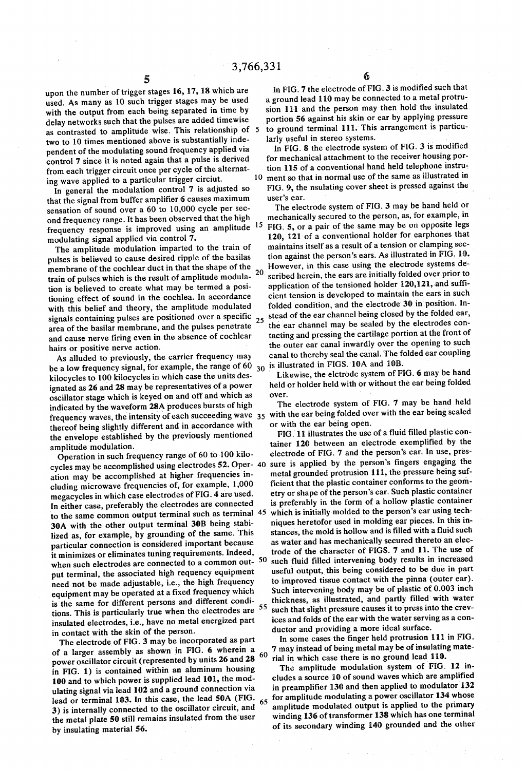upon the number of trigger stages **16, 17, 18** which are used. As many as 10 such trigger stages may be used with the output from each being separated in time by delay networks such that the pulses are added timewise as contrasted to amplitude wise. This relationship of two to 10 times mentioned above is substantially independent of the modulating sound frequency applied via control **7** since it is noted again that a pulse is derived from each trigger circuit once per cycle of the alternating wave applied to a particular trigger circuit.

In general the modulation control **7** is adjusted so that the signal from buffer amplifier **6** causes maximum sensation of sound over a 60 to 10,000 cycle per second frequency range. It has been observed that the high frequency response is improved using an amplitude modulating signal applied via control **7**.

The amplitude modulation imparted to the train of pulses is believed to cause desired ripple of the basilas membrane of the cochlear duct in that the shape of the train of pulses which is the result of amplitude modulation is believed to create what may be termed a positioning effect of sound in the cochlea. In accordance with this belief and theory, the amplitude modulated signals containing pulses are positioned over a specific area of the basilar membrane, and the pulses penetrate and cause nerve firing even in the absence of cochlear hairs or positive nerve action.

As alluded to previously, the carrier frequency may be a low frequency signal, for example, the range of 60 kilocycles to 100 kilocycles in which case the units designated as **26** and **28** may be representatives of a power oscillator stage which is keyed on and off and which as indicated by the waveform **28A** produces bursts of high frequency waves, the intensity of each succeeding wave thereof being slightly different and in accordance with the envelope established by the previously mentioned amplitude modulation.

Operation in such frequency range of 60 to 100 kilocycles may be accomplished using electrodes **52**. Operation may be accomplished at higher frequencies including microwave frequencies of, for example, 1,000 megacycles in which case electrodes of FIG. **4** are used. In either case, preferably the electrodes are connected to the same common output terminal such as terminal **30A** with the other output terminal **30B** being stabilized as, for example, by grounding of the same. This particular connection is considered important because it minimizes or eliminates tuning requirements. Indeed, when such electrodes are connected to a common output terminal, the associated high requency equipment need not be made adjustable, i.e., the high frequency equipment may be operated at a fixed frequency which is the same for different persons and different conditions. This is particularly true when the electrodes are insulated electrodes, i.e., have no metal energized part in contact with the skin of the person.

The electrode of FIG. **3** may be incorporated as part of a larger assembly as shown in FIG. **6** wherein a power oscillator circuit (represented by units **26** and **28** in FIG. **1**) is contained within an aluminum housing **100** and to which power is supplied lead **101**, the modulating signal via lead **102** and a ground connection via lead or terminal **103**. In this case, the lead **50A** (FIG. **3**) is internally connected to the oscillator circuit, and the metal plate **50** still remains insulated from the user by insulating material **56**.

In FIG. **7** the electrode of FIG. **3** is modified such that a ground lead **110** may be connected to a metal protrusion **111** and the person may then hold the insulated portion **56** against his skin or ear by applying pressure to ground terminal **111**. This arrangement is particularly useful in stereo systems.

In FIG. **8** the electrode system of FIG. **3** is modified for mechanical attachment to the receiver housing portion **115** of a conventional hand held telephone instrument so that in normal use of the same as illustrated in FIG. **9**, the nsulating cover sheet is pressed against the user's ear.

The electrode system of FIG. **3** may be hand held or mechanically secured to the person, as, for example, in FIG. **5**, or a pair of the same may be on opposite legs **120, 121** of a conventional holder for earphones that maintains itself as a result of a tension or clamping section against the person's ears. As illustrated in FIG. **10**. However, in this case using the electrode systems described herein, the ears are initially folded over prior to application of the tensioned holder **120,121**, and sufficient tension is developed to maintain the ears in such folded condition, and the electrode **30** in position. Instead of the ear channel being closed by the folded ear, the ear channel may be sealed by the electrodes contacting and pressing the cartilage portion at the front of the outer ear canal inwardly over the opening to such canal to thereby seal the canal. The folded ear coupling is illustrated in FIGS. **10A** and **10B**.

Likewise, the elctrode system of FIG. **6** may be hand held or holder held with or without the ear being folded over.

The electrode system of FIG. **7** may be hand held with the ear being folded over with the ear being sealed or with the ear being open.

FIG. **11** illustrates the use of a fluid filled plastic container **120** between an electrode exemplified by the electrode of FIG. **7** and the person's ear. In use, pressure is applied by the person's fingers engaging the metal grounded protrusion **111**, the pressure being sufficient that the plastic container conforms to the geometry or shape of the person's ear. Such plastic container is preferably in the form of a hollow plastic container which is initially molded to the person's ear using techniques heretofor used in molding ear pieces. In this instances, the mold is hollow and is filled with a fluid such as water and has mechanically secured thereto an electrode of the character of FIGS. **7** and **11**. The use of such fluid filled intervening body results in increased useful output, this being considered to be due in part to improved tissue contact with the pinna (outer ear). Such intervening body may be of plastic of 0.003 inch thickness, as illustrated, and partly filled with water such that slight pressure causes it to press into the crevices and folds of the ear with the water serving as a conductor and providing a more ideal surface.

In some cases the finger held protrusion **111** in FIG. **7** may instead of being metal may be of insulating material in which case there is no ground lead **110**.

The amplitude modulation system of FIG. **12** includes a source **10** of sound waves which are amplified in preamplifier **130** and then applied to modulator **132** for amplitude modulating a power oscillator **134** whose amplitude modulated output is applied to the primary winding **136** of transformer **138** which has one terminal of its secondary winding **140** grounded and the other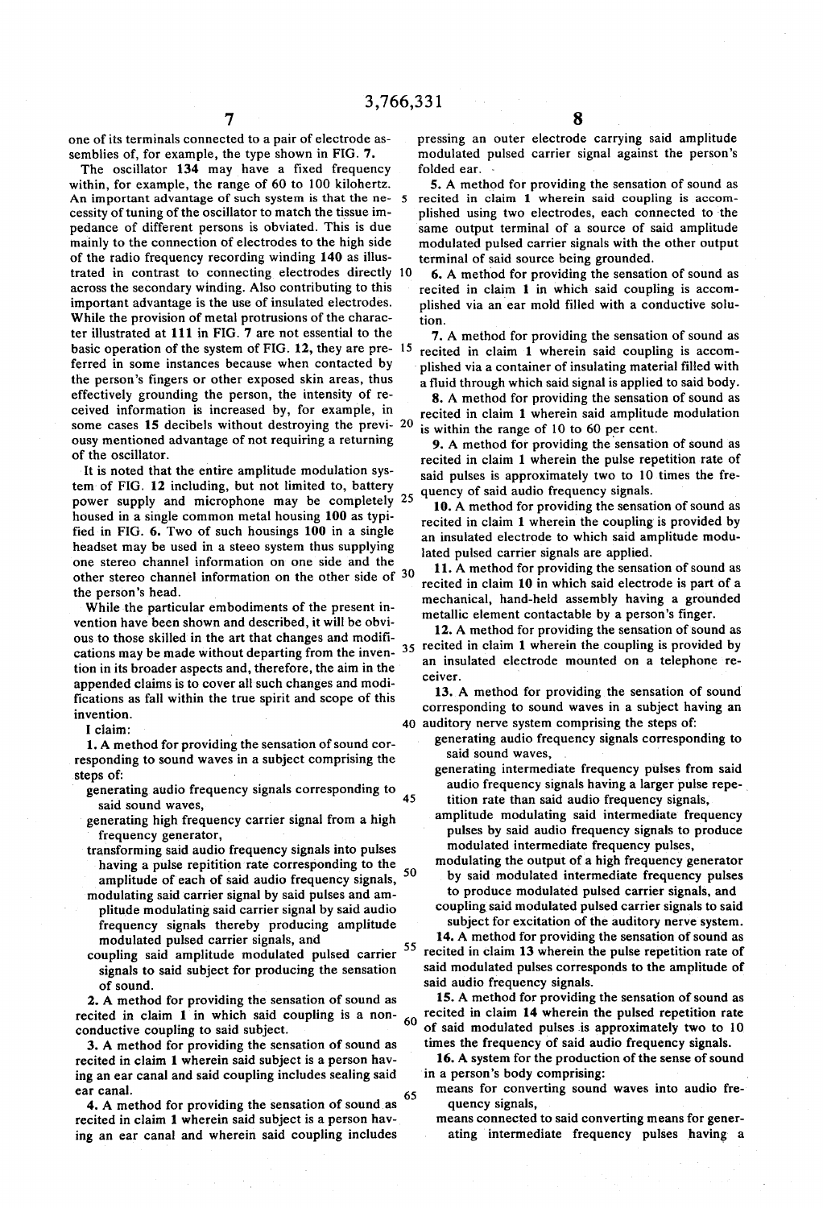one of its terminals connected to a pair of electrode assemblies of, for example, the type shown in FIG. 7.

The oscillator 134 may have a fixed frequency within, for example, the range of 60 to 100 kilohertz. An important advantage of such system is that the necessity of tuning of the oscillator to match the tissue impedance of different persons is obviated. This is due mainly to the connection of electrodes to the high side of the radio frequency recording winding 140 as illustrated in contrast to connecting electrodes directly across the secondary winding. Also contributing to this important advantage is the use of insulated electrodes. While the provision of metal protrusions of the character illustrated at 111 in FIG. 7 are not essential to the basic operation of the system of FIG. 12, they are preferred in some instances because when contacted by the person's fingers or other exposed skin areas, thus effectively grounding the person, the intensity of received information is increased by, for example, in some cases 15 decibels without destroying the previously mentioned advantage of not requiring a returning of the oscillator.

It is noted that the entire amplitude modulation system of FIG. 12 including, but not limited to, battery power supply and microphone may be completely housed in a single common metal housing 100 as typified in FIG. 6. Two of such housings 100 in a single headset may be used in a steo system thus supplying one stereo channel information on one side and the other stereo channel information on the other side of the person's head.

While the particular embodiments of the present invention have been shown and described, it will be obvious to those skilled in the art that changes and modifications may be made without departing from the invention in its broader aspects and, therefore, the aim in the appended claims is to cover all such changes and modifications as fall within the true spirit and scope of this invention.

I claim:

1. A method for providing the sensation of sound corresponding to sound waves in a subject comprising the steps of:
   - generating audio frequency signals corresponding to said sound waves,
   - generating high frequency carrier signal from a high frequency generator,
   - transforming said audio frequency signals into pulses having a pulse repitition rate corresponding to the amplitude of each of said audio frequency signals,
   - modulating said carrier signal by said pulses and amplitude modulating said carrier signal by said audio frequency signals thereby producing amplitude modulated pulsed carrier signals, and
   - coupling said amplitude modulated pulsed carrier signals to said subject for producing the sensation of sound.

2. A method for providing the sensation of sound as recited in claim 1 in which said coupling is a non-conductive coupling to said subject.

3. A method for providing the sensation of sound as recited in claim 1 wherein said subject is a person having an ear canal and said coupling includes sealing said ear canal.

4. A method for providing the sensation of sound as recited in claim 1 wherein said subject is a person having an ear canal and wherein said coupling includes pressing an outer electrode carrying said amplitude modulated pulsed carrier signal against the person's folded ear.

5. A method for providing the sensation of sound as recited in claim 1 wherein said coupling is accomplished using two electrodes, each connected to the same output terminal of a source of said amplitude modulated pulsed carrier signals with the other output terminal of said source being grounded.

6. A method for providing the sensation of sound as recited in claim 1 in which said coupling is accomplished via an ear mold filled with a conductive solution.

7. A method for providing the sensation of sound as recited in claim 1 wherein said coupling is accomplished via a container of insulating material filled with a fluid through which said signal is applied to said body.

8. A method for providing the sensation of sound as recited in claim 1 wherein said amplitude modulation is within the range of 10 to 60 per cent.

9. A method for providing the sensation of sound as recited in claim 1 wherein the pulse repetition rate of said pulses is approximately two to 10 times the frequency of said audio frequency signals.

10. A method for providing the sensation of sound as recited in claim 1 wherein the coupling is provided by an insulated electrode to which said amplitude modulated pulsed carrier signals are applied.

11. A method for providing the sensation of sound as recited in claim 10 in which said electrode is part of a mechanical, hand-held assembly having a grounded metallic element contactable by a person's finger.

12. A method for providing the sensation of sound as recited in claim 1 wherein the coupling is provided by an insulated electrode mounted on a telephone receiver.

13. A method for providing the sensation of sound corresponding to sound waves in a subject having an auditory nerve system comprising the steps of:
   - generating audio frequency signals corresponding to said sound waves,
   - generating intermediate frequency pulses from said audio frequency signals having a larger pulse repetition rate than said audio frequency signals,
   - amplitude modulating said intermediate frequency pulses by said audio frequency signals to produce modulated intermediate frequency pulses,
   - modulating the output of a high frequency generator by said modulated intermediate frequency pulses to produce modulated pulsed carrier signals, and
   - coupling said modulated pulsed carrier signals to said subject for excitation of the auditory nerve system.

14. A method for providing the sensation of sound as recited in claim 13 wherein the pulse repetition rate of said modulated pulses corresponds to the amplitude of said audio frequency signals.

15. A method for providing the sensation of sound as recited in claim 14 wherein the pulsed repetition rate of said modulated pulses is approximately two to 10 times the frequency of said audio frequency signals.

16. A system for the production of the sense of sound in a person's body comprising:
   - means for converting sound waves into audio frequency signals,
   - means connected to said converting means for generating intermediate frequency pulses having a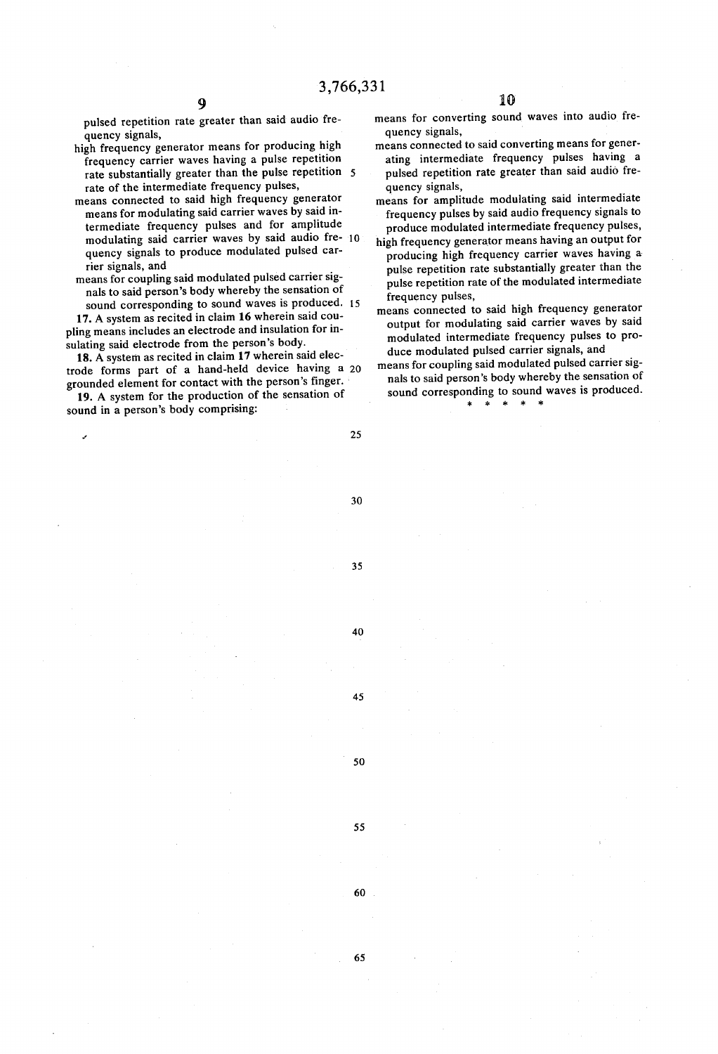pulsed repetition rate greater than said audio frequency signals,

high frequency generator means for producing high frequency carrier waves having a pulse repetition rate substantially greater than the pulse repetition rate of the intermediate frequency pulses,

means connected to said high frequency generator means for modulating said carrier waves by said intermediate frequency pulses and for amplitude modulating said carrier waves by said audio frequency signals to produce modulated pulsed carrier signals, and

means for coupling said modulated pulsed carrier signals to said person's body whereby the sensation of sound corresponding to sound waves is produced.

**17.** A system as recited in claim **16** wherein said coupling means includes an electrode and insulation for insulating said electrode from the person's body.

**18.** A system as recited in claim **17** wherein said electrode forms part of a hand-held device having a grounded element for contact with the person's finger.

**19.** A system for the production of the sensation of sound in a person's body comprising:

means for converting sound waves into audio frequency signals,

means connected to said converting means for generating intermediate frequency pulses having a pulsed repetition rate greater than said audio frequency signals,

means for amplitude modulating said intermediate frequency pulses by said audio frequency signals to produce modulated intermediate frequency pulses,

high frequency generator means having an output for producing high frequency carrier waves having a pulse repetition rate substantially greater than the pulse repetition rate of the modulated intermediate frequency pulses,

means connected to said high frequency generator output for modulating said carrier waves by said modulated intermediate frequency pulses to produce modulated pulsed carrier signals, and

means for coupling said modulated pulsed carrier signals to said person's body whereby the sensation of sound corresponding to sound waves is produced.

* * * * *